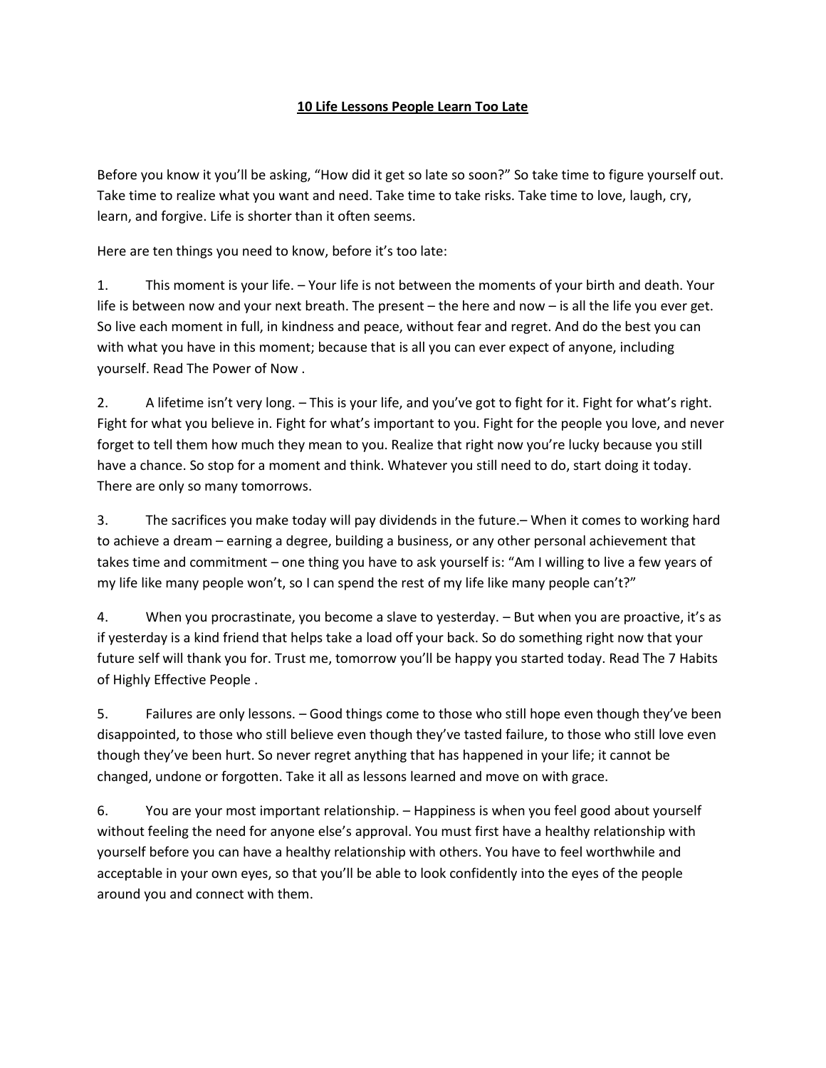# 10 Life Lessons People Learn Too Late

Before you know it you'll be asking, "How did it get so late so soon?" So take time to figure yourself out. Take time to realize what you want and need. Take time to take risks. Take time to love, laugh, cry, learn, and forgive. Life is shorter than it often seems.

Here are ten things you need to know, before it's too late:

1. This moment is your life. – Your life is not between the moments of your birth and death. Your life is between now and your next breath. The present – the here and now – is all the life you ever get. So live each moment in full, in kindness and peace, without fear and regret. And do the best you can with what you have in this moment; because that is all you can ever expect of anyone, including yourself. Read The Power of Now .

2. A lifetime isn't very long. – This is your life, and you've got to fight for it. Fight for what's right. Fight for what you believe in. Fight for what's important to you. Fight for the people you love, and never forget to tell them how much they mean to you. Realize that right now you're lucky because you still have a chance. So stop for a moment and think. Whatever you still need to do, start doing it today. There are only so many tomorrows.

3. The sacrifices you make today will pay dividends in the future.– When it comes to working hard to achieve a dream – earning a degree, building a business, or any other personal achievement that takes time and commitment – one thing you have to ask yourself is: "Am I willing to live a few years of my life like many people won't, so I can spend the rest of my life like many people can't?"

4. When you procrastinate, you become a slave to yesterday. – But when you are proactive, it's as if yesterday is a kind friend that helps take a load off your back. So do something right now that your future self will thank you for. Trust me, tomorrow you'll be happy you started today. Read The 7 Habits of Highly Effective People .

5. Failures are only lessons. – Good things come to those who still hope even though they've been disappointed, to those who still believe even though they've tasted failure, to those who still love even though they've been hurt. So never regret anything that has happened in your life; it cannot be changed, undone or forgotten. Take it all as lessons learned and move on with grace.

6. You are your most important relationship. – Happiness is when you feel good about yourself without feeling the need for anyone else's approval. You must first have a healthy relationship with yourself before you can have a healthy relationship with others. You have to feel worthwhile and acceptable in your own eyes, so that you'll be able to look confidently into the eyes of the people around you and connect with them.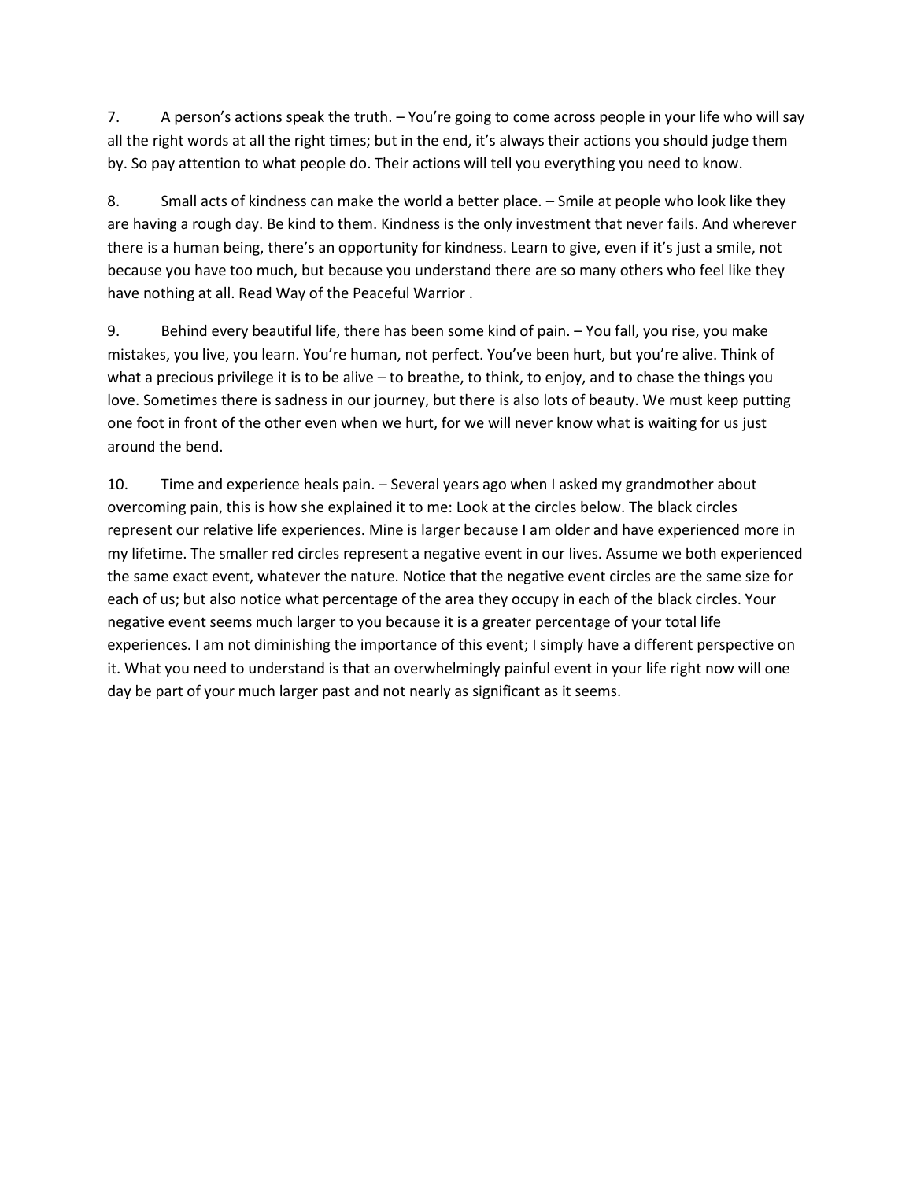7. A person's actions speak the truth. – You're going to come across people in your life who will say all the right words at all the right times; but in the end, it's always their actions you should judge them by. So pay attention to what people do. Their actions will tell you everything you need to know.

8. Small acts of kindness can make the world a better place. – Smile at people who look like they are having a rough day. Be kind to them. Kindness is the only investment that never fails. And wherever there is a human being, there's an opportunity for kindness. Learn to give, even if it's just a smile, not because you have too much, but because you understand there are so many others who feel like they have nothing at all. Read Way of the Peaceful Warrior .

9. Behind every beautiful life, there has been some kind of pain. – You fall, you rise, you make mistakes, you live, you learn. You're human, not perfect. You've been hurt, but you're alive. Think of what a precious privilege it is to be alive – to breathe, to think, to enjoy, and to chase the things you love. Sometimes there is sadness in our journey, but there is also lots of beauty. We must keep putting one foot in front of the other even when we hurt, for we will never know what is waiting for us just around the bend.

10. Time and experience heals pain. – Several years ago when I asked my grandmother about overcoming pain, this is how she explained it to me: Look at the circles below. The black circles represent our relative life experiences. Mine is larger because I am older and have experienced more in my lifetime. The smaller red circles represent a negative event in our lives. Assume we both experienced the same exact event, whatever the nature. Notice that the negative event circles are the same size for each of us; but also notice what percentage of the area they occupy in each of the black circles. Your negative event seems much larger to you because it is a greater percentage of your total life experiences. I am not diminishing the importance of this event; I simply have a different perspective on it. What you need to understand is that an overwhelmingly painful event in your life right now will one day be part of your much larger past and not nearly as significant as it seems.